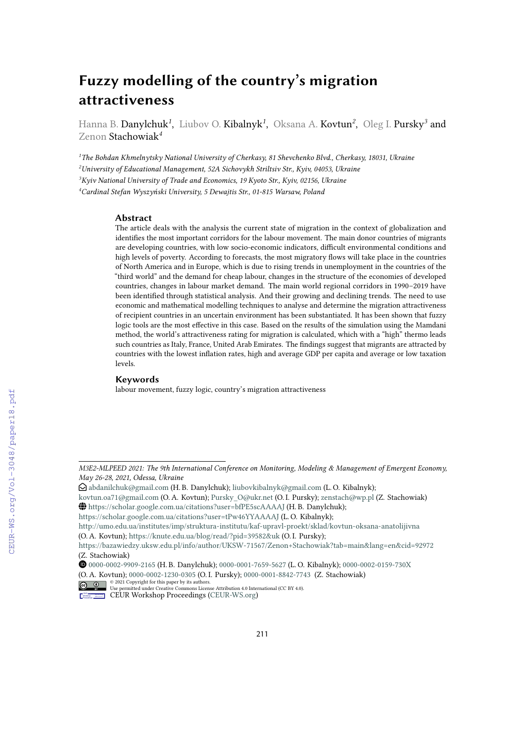# Fuzzy modelling of the country's migration attractiveness

Hanna B. Danylchuk[1], Liubov O. Kibalnyk[1], Oksana A. Kovtun[2], Oleg I. Pursky[3] and Zenon Stachowiak[4]

[1] *The Bohdan Khmelnytsky National University of Cherkasy, 81 Shevchenko Blvd., Cherkasy, 18031, Ukraine*
[2] *University of Educational Management, 52A Sichovykh Striltsiv Str., Kyiv, 04053, Ukraine*
[3] *Kyiv National University of Trade and Economics, 19 Kyoto Str., Kyiv, 02156, Ukraine*
[4] *Cardinal Stefan Wyszyński University, 5 Dewajtis Str., 01-815 Warsaw, Poland*

## Abstract

The article deals with the analysis the current state of migration in the context of globalization and identifies the most important corridors for the labour movement. The main donor countries of migrants are developing countries, with low socio-economic indicators, difficult environmental conditions and high levels of poverty. According to forecasts, the most migratory flows will take place in the countries of North America and in Europe, which is due to rising trends in unemployment in the countries of the "third world" and the demand for cheap labour, changes in the structure of the economies of developed countries, changes in labour market demand. The main world regional corridors in 1990–2019 have been identified through statistical analysis. And their growing and declining trends. The need to use economic and mathematical modelling techniques to analyse and determine the migration attractiveness of recipient countries in an uncertain environment has been substantiated. It has been shown that fuzzy logic tools are the most effective in this case. Based on the results of the simulation using the Mamdani method, the world's attractiveness rating for migration is calculated, which with a "high" thermo leads such countries as Italy, France, United Arab Emirates. The findings suggest that migrants are attracted by countries with the lowest inflation rates, high and average GDP per capita and average or low taxation levels.

## Keywords

labour movement, fuzzy logic, country's migration attractiveness

---

*M3E2-MLPEED 2021: The 9th International Conference on Monitoring, Modeling & Management of Emergent Economy, May 26-28, 2021, Odessa, Ukraine*

abdanilchuk@gmail.com (H. B. Danylchuk); liubovkibalnyk@gmail.com (L. O. Kibalnyk); kovtun.oa71@gmail.com (O. A. Kovtun); Pursky_O@ukr.net (O. I. Pursky); zenstach@wp.pl (Z. Stachowiak)

https://scholar.google.com.ua/citations?user=bfPE5scAAAAJ (H. B. Danylchuk); https://scholar.google.com.ua/citations?user=tPw46YYAAAAJ (L. O. Kibalnyk); http://umo.edu.ua/institutes/imp/struktura-institutu/kaf-upravl-proekt/sklad/kovtun-oksana-anatolijivna (O. A. Kovtun); https://knute.edu.ua/blog/read/?pid=39582&uk (O. I. Pursky); https://bazawiedzy.uksw.edu.pl/info/author/UKSW-71567/Zenon+Stachowiak?tab=main&lang=en&cid=92972 (Z. Stachowiak)

0000-0002-9909-2165 (H. B. Danylchuk); 0000-0001-7659-5627 (L. O. Kibalnyk); 0000-0002-0159-730X (O. A. Kovtun); 0000-0002-1230-0305 (O. I. Pursky); 0000-0001-8842-7743 (Z. Stachowiak)

© 2021 Copyright for this paper by its authors.
Use permitted under Creative Commons License Attribution 4.0 International (CC BY 4.0).

CEUR Workshop Proceedings (CEUR-WS.org)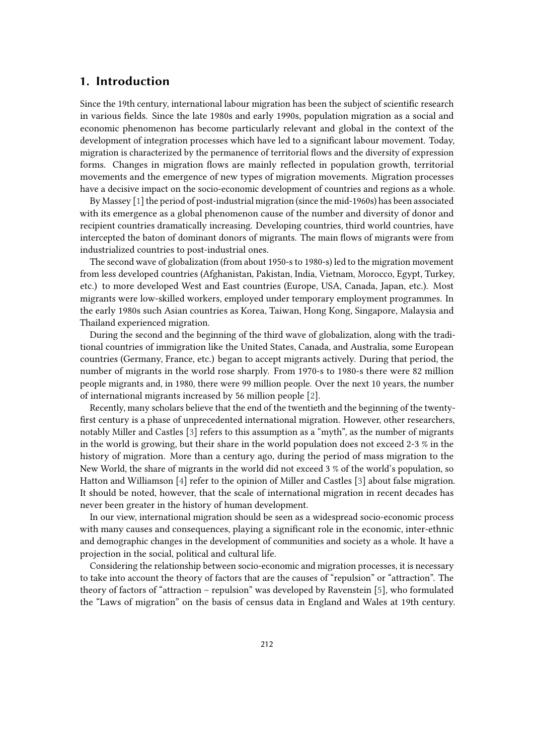## 1. Introduction

Since the 19th century, international labour migration has been the subject of scientific research in various fields. Since the late 1980s and early 1990s, population migration as a social and economic phenomenon has become particularly relevant and global in the context of the development of integration processes which have led to a significant labour movement. Today, migration is characterized by the permanence of territorial flows and the diversity of expression forms. Changes in migration flows are mainly reflected in population growth, territorial movements and the emergence of new types of migration movements. Migration processes have a decisive impact on the socio-economic development of countries and regions as a whole.

By Massey [1] the period of post-industrial migration (since the mid-1960s) has been associated with its emergence as a global phenomenon cause of the number and diversity of donor and recipient countries dramatically increasing. Developing countries, third world countries, have intercepted the baton of dominant donors of migrants. The main flows of migrants were from industrialized countries to post-industrial ones.

The second wave of globalization (from about 1950-s to 1980-s) led to the migration movement from less developed countries (Afghanistan, Pakistan, India, Vietnam, Morocco, Egypt, Turkey, etc.) to more developed West and East countries (Europe, USA, Canada, Japan, etc.). Most migrants were low-skilled workers, employed under temporary employment programmes. In the early 1980s such Asian countries as Korea, Taiwan, Hong Kong, Singapore, Malaysia and Thailand experienced migration.

During the second and the beginning of the third wave of globalization, along with the traditional countries of immigration like the United States, Canada, and Australia, some European countries (Germany, France, etc.) began to accept migrants actively. During that period, the number of migrants in the world rose sharply. From 1970-s to 1980-s there were 82 million people migrants and, in 1980, there were 99 million people. Over the next 10 years, the number of international migrants increased by 56 million people [2].

Recently, many scholars believe that the end of the twentieth and the beginning of the twenty-first century is a phase of unprecedented international migration. However, other researchers, notably Miller and Castles [3] refers to this assumption as a "myth", as the number of migrants in the world is growing, but their share in the world population does not exceed 2-3 % in the history of migration. More than a century ago, during the period of mass migration to the New World, the share of migrants in the world did not exceed 3 % of the world's population, so Hatton and Williamson [4] refer to the opinion of Miller and Castles [3] about false migration. It should be noted, however, that the scale of international migration in recent decades has never been greater in the history of human development.

In our view, international migration should be seen as a widespread socio-economic process with many causes and consequences, playing a significant role in the economic, inter-ethnic and demographic changes in the development of communities and society as a whole. It have a projection in the social, political and cultural life.

Considering the relationship between socio-economic and migration processes, it is necessary to take into account the theory of factors that are the causes of "repulsion" or "attraction". The theory of factors of "attraction – repulsion" was developed by Ravenstein [5], who formulated the "Laws of migration" on the basis of census data in England and Wales at 19th century.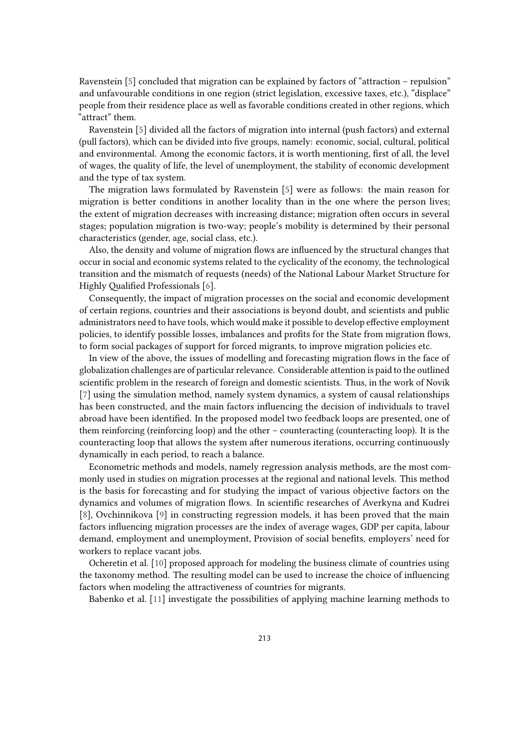Ravenstein [5] concluded that migration can be explained by factors of "attraction – repulsion" and unfavourable conditions in one region (strict legislation, excessive taxes, etc.), "displace" people from their residence place as well as favorable conditions created in other regions, which "attract" them.

Ravenstein [5] divided all the factors of migration into internal (push factors) and external (pull factors), which can be divided into five groups, namely: economic, social, cultural, political and environmental. Among the economic factors, it is worth mentioning, first of all, the level of wages, the quality of life, the level of unemployment, the stability of economic development and the type of tax system.

The migration laws formulated by Ravenstein [5] were as follows: the main reason for migration is better conditions in another locality than in the one where the person lives; the extent of migration decreases with increasing distance; migration often occurs in several stages; population migration is two-way; people's mobility is determined by their personal characteristics (gender, age, social class, etc.).

Also, the density and volume of migration flows are influenced by the structural changes that occur in social and economic systems related to the cyclicality of the economy, the technological transition and the mismatch of requests (needs) of the National Labour Market Structure for Highly Qualified Professionals [6].

Consequently, the impact of migration processes on the social and economic development of certain regions, countries and their associations is beyond doubt, and scientists and public administrators need to have tools, which would make it possible to develop effective employment policies, to identify possible losses, imbalances and profits for the State from migration flows, to form social packages of support for forced migrants, to improve migration policies etc.

In view of the above, the issues of modelling and forecasting migration flows in the face of globalization challenges are of particular relevance. Considerable attention is paid to the outlined scientific problem in the research of foreign and domestic scientists. Thus, in the work of Novik [7] using the simulation method, namely system dynamics, a system of causal relationships has been constructed, and the main factors influencing the decision of individuals to travel abroad have been identified. In the proposed model two feedback loops are presented, one of them reinforcing (reinforcing loop) and the other – counteracting (counteracting loop). It is the counteracting loop that allows the system after numerous iterations, occurring continuously dynamically in each period, to reach a balance.

Econometric methods and models, namely regression analysis methods, are the most commonly used in studies on migration processes at the regional and national levels. This method is the basis for forecasting and for studying the impact of various objective factors on the dynamics and volumes of migration flows. In scientific researches of Averkyna and Kudrei [8], Ovchinnikova [9] in constructing regression models, it has been proved that the main factors influencing migration processes are the index of average wages, GDP per capita, labour demand, employment and unemployment, Provision of social benefits, employers' need for workers to replace vacant jobs.

Ocheretin et al. [10] proposed approach for modeling the business climate of countries using the taxonomy method. The resulting model can be used to increase the choice of influencing factors when modeling the attractiveness of countries for migrants.

Babenko et al. [11] investigate the possibilities of applying machine learning methods to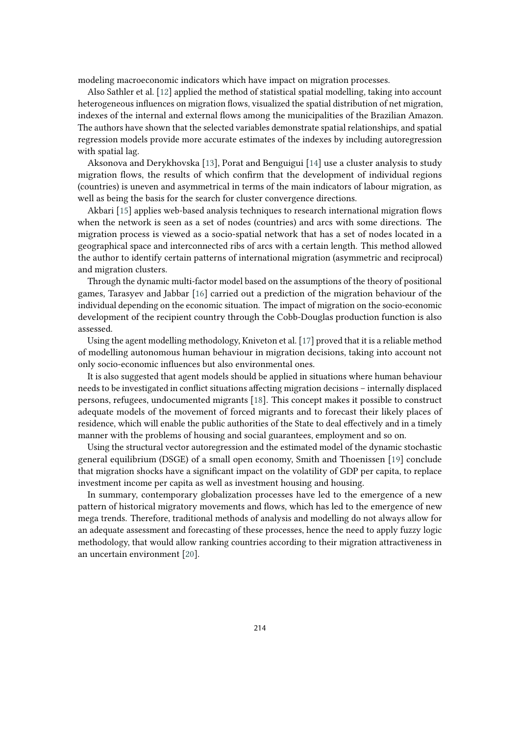modeling macroeconomic indicators which have impact on migration processes.

Also Sathler et al. [12] applied the method of statistical spatial modelling, taking into account heterogeneous influences on migration flows, visualized the spatial distribution of net migration, indexes of the internal and external flows among the municipalities of the Brazilian Amazon. The authors have shown that the selected variables demonstrate spatial relationships, and spatial regression models provide more accurate estimates of the indexes by including autoregression with spatial lag.

Aksonova and Derykhovska [13], Porat and Benguigui [14] use a cluster analysis to study migration flows, the results of which confirm that the development of individual regions (countries) is uneven and asymmetrical in terms of the main indicators of labour migration, as well as being the basis for the search for cluster convergence directions.

Akbari [15] applies web-based analysis techniques to research international migration flows when the network is seen as a set of nodes (countries) and arcs with some directions. The migration process is viewed as a socio-spatial network that has a set of nodes located in a geographical space and interconnected ribs of arcs with a certain length. This method allowed the author to identify certain patterns of international migration (asymmetric and reciprocal) and migration clusters.

Through the dynamic multi-factor model based on the assumptions of the theory of positional games, Tarasyev and Jabbar [16] carried out a prediction of the migration behaviour of the individual depending on the economic situation. The impact of migration on the socio-economic development of the recipient country through the Cobb-Douglas production function is also assessed.

Using the agent modelling methodology, Kniveton et al. [17] proved that it is a reliable method of modelling autonomous human behaviour in migration decisions, taking into account not only socio-economic influences but also environmental ones.

It is also suggested that agent models should be applied in situations where human behaviour needs to be investigated in conflict situations affecting migration decisions – internally displaced persons, refugees, undocumented migrants [18]. This concept makes it possible to construct adequate models of the movement of forced migrants and to forecast their likely places of residence, which will enable the public authorities of the State to deal effectively and in a timely manner with the problems of housing and social guarantees, employment and so on.

Using the structural vector autoregression and the estimated model of the dynamic stochastic general equilibrium (DSGE) of a small open economy, Smith and Thoenissen [19] conclude that migration shocks have a significant impact on the volatility of GDP per capita, to replace investment income per capita as well as investment housing and housing.

In summary, contemporary globalization processes have led to the emergence of a new pattern of historical migratory movements and flows, which has led to the emergence of new mega trends. Therefore, traditional methods of analysis and modelling do not always allow for an adequate assessment and forecasting of these processes, hence the need to apply fuzzy logic methodology, that would allow ranking countries according to their migration attractiveness in an uncertain environment [20].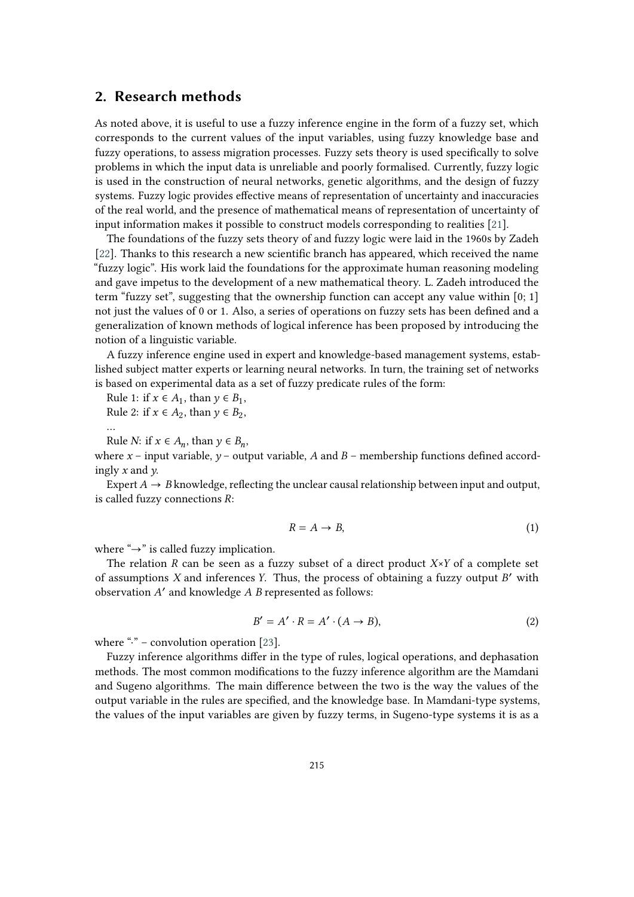## 2. Research methods

As noted above, it is useful to use a fuzzy inference engine in the form of a fuzzy set, which corresponds to the current values of the input variables, using fuzzy knowledge base and fuzzy operations, to assess migration processes. Fuzzy sets theory is used specifically to solve problems in which the input data is unreliable and poorly formalised. Currently, fuzzy logic is used in the construction of neural networks, genetic algorithms, and the design of fuzzy systems. Fuzzy logic provides effective means of representation of uncertainty and inaccuracies of the real world, and the presence of mathematical means of representation of uncertainty of input information makes it possible to construct models corresponding to realities [21].

The foundations of the fuzzy sets theory of and fuzzy logic were laid in the 1960s by Zadeh [22]. Thanks to this research a new scientific branch has appeared, which received the name "fuzzy logic". His work laid the foundations for the approximate human reasoning modeling and gave impetus to the development of a new mathematical theory. L. Zadeh introduced the term "fuzzy set", suggesting that the ownership function can accept any value within [0; 1] not just the values of 0 or 1. Also, a series of operations on fuzzy sets has been defined and a generalization of known methods of logical inference has been proposed by introducing the notion of a linguistic variable.

A fuzzy inference engine used in expert and knowledge-based management systems, established subject matter experts or learning neural networks. In turn, the training set of networks is based on experimental data as a set of fuzzy predicate rules of the form:

Rule 1: if $x \in A_1$, than $y \in B_1$,

Rule 2: if $x \in A_2$, than $y \in B_2$,

…

Rule $N$: if $x \in A_n$, than $y \in B_n$,

where $x$ – input variable, $y$ – output variable, $A$ and $B$ – membership functions defined accordingly $x$ and $y$.

Expert $A \to B$ knowledge, reflecting the unclear causal relationship between input and output, is called fuzzy connections $R$:

$$R = A \to B, \tag{1}$$

where "$\to$" is called fuzzy implication.

The relation $R$ can be seen as a fuzzy subset of a direct product $X{\times}Y$ of a complete set of assumptions $X$ and inferences $Y$. Thus, the process of obtaining a fuzzy output $B'$ with observation $A'$ and knowledge $A$ $B$ represented as follows:

$$B' = A' \cdot R = A' \cdot (A \to B), \tag{2}$$

where "$\cdot$" – convolution operation [23].

Fuzzy inference algorithms differ in the type of rules, logical operations, and dephasation methods. The most common modifications to the fuzzy inference algorithm are the Mamdani and Sugeno algorithms. The main difference between the two is the way the values of the output variable in the rules are specified, and the knowledge base. In Mamdani-type systems, the values of the input variables are given by fuzzy terms, in Sugeno-type systems it is as a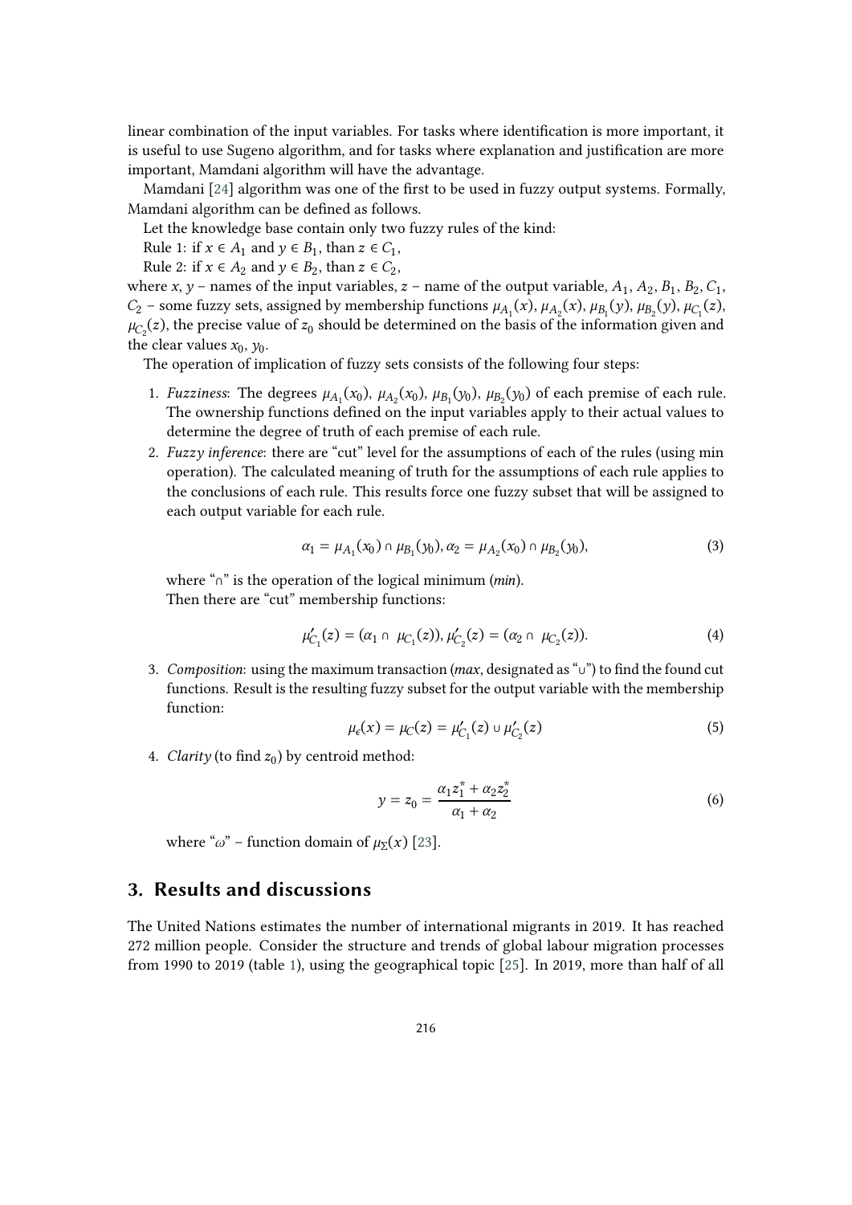linear combination of the input variables. For tasks where identification is more important, it is useful to use Sugeno algorithm, and for tasks where explanation and justification are more important, Mamdani algorithm will have the advantage.

Mamdani [24] algorithm was one of the first to be used in fuzzy output systems. Formally, Mamdani algorithm can be defined as follows.

Let the knowledge base contain only two fuzzy rules of the kind:

Rule 1: if $x \in A_1$ and $y \in B_1$, than $z \in C_1$,

Rule 2: if $x \in A_2$ and $y \in B_2$, than $z \in C_2$,

where $x$, $y$ – names of the input variables, $z$ – name of the output variable, $A_1$, $A_2$, $B_1$, $B_2$, $C_1$, $C_2$ – some fuzzy sets, assigned by membership functions $\mu_{A_1}(x)$, $\mu_{A_2}(x)$, $\mu_{B_1}(y)$, $\mu_{B_2}(y)$, $\mu_{C_1}(z)$, $\mu_{C_2}(z)$, the precise value of $z_0$ should be determined on the basis of the information given and the clear values $x_0$, $y_0$.

The operation of implication of fuzzy sets consists of the following four steps:

1. *Fuzziness*: The degrees $\mu_{A_1}(x_0)$, $\mu_{A_2}(x_0)$, $\mu_{B_1}(y_0)$, $\mu_{B_2}(y_0)$ of each premise of each rule. The ownership functions defined on the input variables apply to their actual values to determine the degree of truth of each premise of each rule.
2. *Fuzzy inference*: there are "cut" level for the assumptions of each of the rules (using min operation). The calculated meaning of truth for the assumptions of each rule applies to the conclusions of each rule. This results force one fuzzy subset that will be assigned to each output variable for each rule.

$$\alpha_1 = \mu_{A_1}(x_0) \cap \mu_{B_1}(y_0), \alpha_2 = \mu_{A_2}(x_0) \cap \mu_{B_2}(y_0), \tag{3}$$

   where "$\cap$" is the operation of the logical minimum (*min*).
   Then there are "cut" membership functions:

$$\mu'_{C_1}(z) = (\alpha_1 \cap \mu_{C_1}(z)), \mu'_{C_2}(z) = (\alpha_2 \cap \mu_{C_2}(z)). \tag{4}$$

3. *Composition*: using the maximum transaction (*max*, designated as "$\cup$") to find the found cut functions. Result is the resulting fuzzy subset for the output variable with the membership function:

$$\mu_{\epsilon}(x) = \mu_C(z) = \mu'_{C_1}(z) \cup \mu'_{C_2}(z) \tag{5}$$

4. *Clarity* (to find $z_0$) by centroid method:

$$y = z_0 = \frac{\alpha_1 z_1^* + \alpha_2 z_2^*}{\alpha_1 + \alpha_2} \tag{6}$$

   where "$\omega$" – function domain of $\mu_{\Sigma}(x)$ [23].

## 3. Results and discussions

The United Nations estimates the number of international migrants in 2019. It has reached 272 million people. Consider the structure and trends of global labour migration processes from 1990 to 2019 (table 1), using the geographical topic [25]. In 2019, more than half of all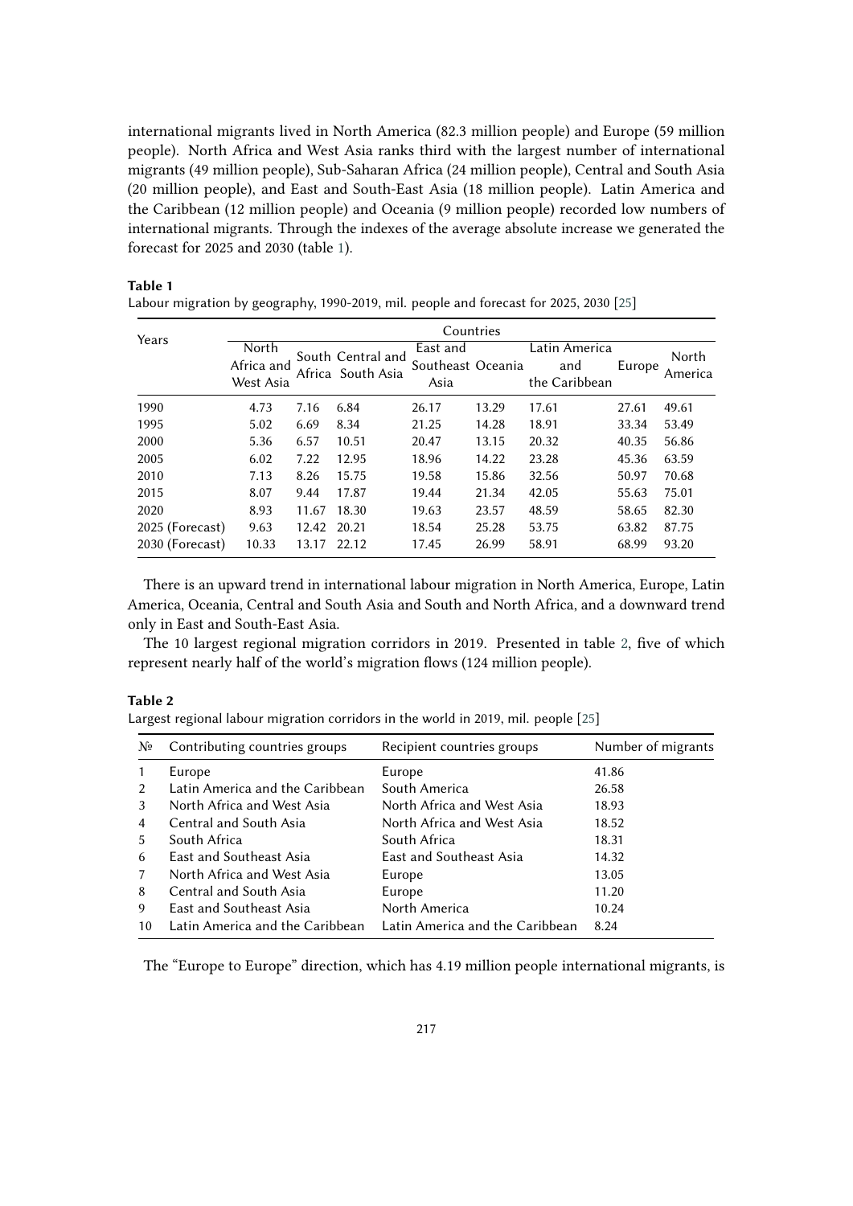international migrants lived in North America (82.3 million people) and Europe (59 million people). North Africa and West Asia ranks third with the largest number of international migrants (49 million people), Sub-Saharan Africa (24 million people), Central and South Asia (20 million people), and East and South-East Asia (18 million people). Latin America and the Caribbean (12 million people) and Oceania (9 million people) recorded low numbers of international migrants. Through the indexes of the average absolute increase we generated the forecast for 2025 and 2030 (table 1).

**Table 1**
Labour migration by geography, 1990-2019, mil. people and forecast for 2025, 2030 [25]

| Years | Countries | | | | | | | |
|---|---|---|---|---|---|---|---|---|
| | North Africa and West Asia | South Africa | Central and South Asia | East and Southeast Asia | Oceania | Latin America and the Caribbean | Europe | North America |
| 1990 | 4.73 | 7.16 | 6.84 | 26.17 | 13.29 | 17.61 | 27.61 | 49.61 |
| 1995 | 5.02 | 6.69 | 8.34 | 21.25 | 14.28 | 18.91 | 33.34 | 53.49 |
| 2000 | 5.36 | 6.57 | 10.51 | 20.47 | 13.15 | 20.32 | 40.35 | 56.86 |
| 2005 | 6.02 | 7.22 | 12.95 | 18.96 | 14.22 | 23.28 | 45.36 | 63.59 |
| 2010 | 7.13 | 8.26 | 15.75 | 19.58 | 15.86 | 32.56 | 50.97 | 70.68 |
| 2015 | 8.07 | 9.44 | 17.87 | 19.44 | 21.34 | 42.05 | 55.63 | 75.01 |
| 2020 | 8.93 | 11.67 | 18.30 | 19.63 | 23.57 | 48.59 | 58.65 | 82.30 |
| 2025 (Forecast) | 9.63 | 12.42 | 20.21 | 18.54 | 25.28 | 53.75 | 63.82 | 87.75 |
| 2030 (Forecast) | 10.33 | 13.17 | 22.12 | 17.45 | 26.99 | 58.91 | 68.99 | 93.20 |

There is an upward trend in international labour migration in North America, Europe, Latin America, Oceania, Central and South Asia and South and North Africa, and a downward trend only in East and South-East Asia.

The 10 largest regional migration corridors in 2019. Presented in table 2, five of which represent nearly half of the world's migration flows (124 million people).

**Table 2**
Largest regional labour migration corridors in the world in 2019, mil. people [25]

| № | Contributing countries groups | Recipient countries groups | Number of migrants |
|---|---|---|---|
| 1 | Europe | Europe | 41.86 |
| 2 | Latin America and the Caribbean | South America | 26.58 |
| 3 | North Africa and West Asia | North Africa and West Asia | 18.93 |
| 4 | Central and South Asia | North Africa and West Asia | 18.52 |
| 5 | South Africa | South Africa | 18.31 |
| 6 | East and Southeast Asia | East and Southeast Asia | 14.32 |
| 7 | North Africa and West Asia | Europe | 13.05 |
| 8 | Central and South Asia | Europe | 11.20 |
| 9 | East and Southeast Asia | North America | 10.24 |
| 10 | Latin America and the Caribbean | Latin America and the Caribbean | 8.24 |

The "Europe to Europe" direction, which has 4.19 million people international migrants, is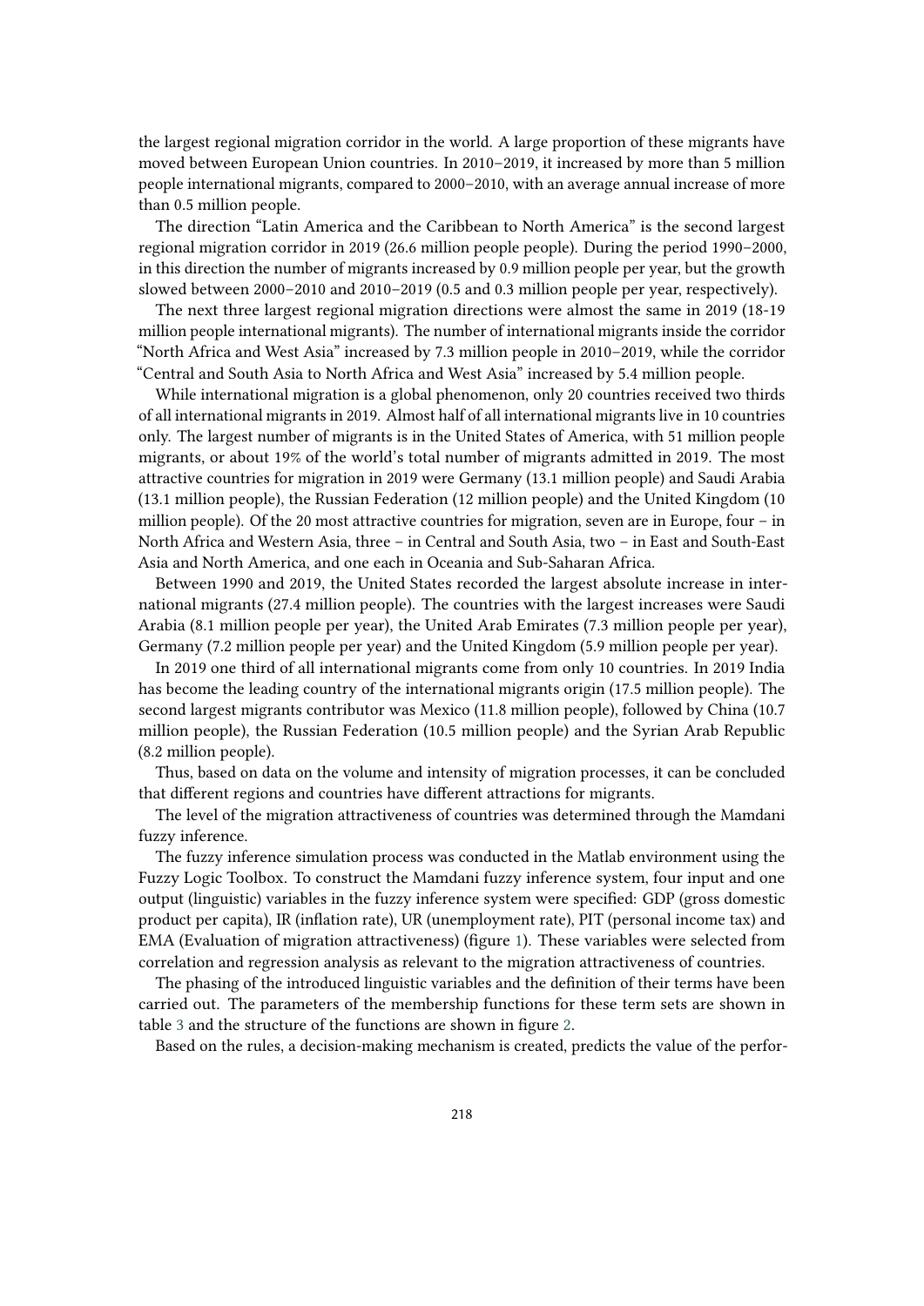the largest regional migration corridor in the world. A large proportion of these migrants have moved between European Union countries. In 2010–2019, it increased by more than 5 million people international migrants, compared to 2000–2010, with an average annual increase of more than 0.5 million people.

The direction "Latin America and the Caribbean to North America" is the second largest regional migration corridor in 2019 (26.6 million people people). During the period 1990–2000, in this direction the number of migrants increased by 0.9 million people per year, but the growth slowed between 2000–2010 and 2010–2019 (0.5 and 0.3 million people per year, respectively).

The next three largest regional migration directions were almost the same in 2019 (18-19 million people international migrants). The number of international migrants inside the corridor "North Africa and West Asia" increased by 7.3 million people in 2010–2019, while the corridor "Central and South Asia to North Africa and West Asia" increased by 5.4 million people.

While international migration is a global phenomenon, only 20 countries received two thirds of all international migrants in 2019. Almost half of all international migrants live in 10 countries only. The largest number of migrants is in the United States of America, with 51 million people migrants, or about 19% of the world's total number of migrants admitted in 2019. The most attractive countries for migration in 2019 were Germany (13.1 million people) and Saudi Arabia (13.1 million people), the Russian Federation (12 million people) and the United Kingdom (10 million people). Of the 20 most attractive countries for migration, seven are in Europe, four – in North Africa and Western Asia, three – in Central and South Asia, two – in East and South-East Asia and North America, and one each in Oceania and Sub-Saharan Africa.

Between 1990 and 2019, the United States recorded the largest absolute increase in international migrants (27.4 million people). The countries with the largest increases were Saudi Arabia (8.1 million people per year), the United Arab Emirates (7.3 million people per year), Germany (7.2 million people per year) and the United Kingdom (5.9 million people per year).

In 2019 one third of all international migrants come from only 10 countries. In 2019 India has become the leading country of the international migrants origin (17.5 million people). The second largest migrants contributor was Mexico (11.8 million people), followed by China (10.7 million people), the Russian Federation (10.5 million people) and the Syrian Arab Republic (8.2 million people).

Thus, based on data on the volume and intensity of migration processes, it can be concluded that different regions and countries have different attractions for migrants.

The level of the migration attractiveness of countries was determined through the Mamdani fuzzy inference.

The fuzzy inference simulation process was conducted in the Matlab environment using the Fuzzy Logic Toolbox. To construct the Mamdani fuzzy inference system, four input and one output (linguistic) variables in the fuzzy inference system were specified: GDP (gross domestic product per capita), IR (inflation rate), UR (unemployment rate), PIT (personal income tax) and EMA (Evaluation of migration attractiveness) (figure 1). These variables were selected from correlation and regression analysis as relevant to the migration attractiveness of countries.

The phasing of the introduced linguistic variables and the definition of their terms have been carried out. The parameters of the membership functions for these term sets are shown in table 3 and the structure of the functions are shown in figure 2.

Based on the rules, a decision-making mechanism is created, predicts the value of the perfor-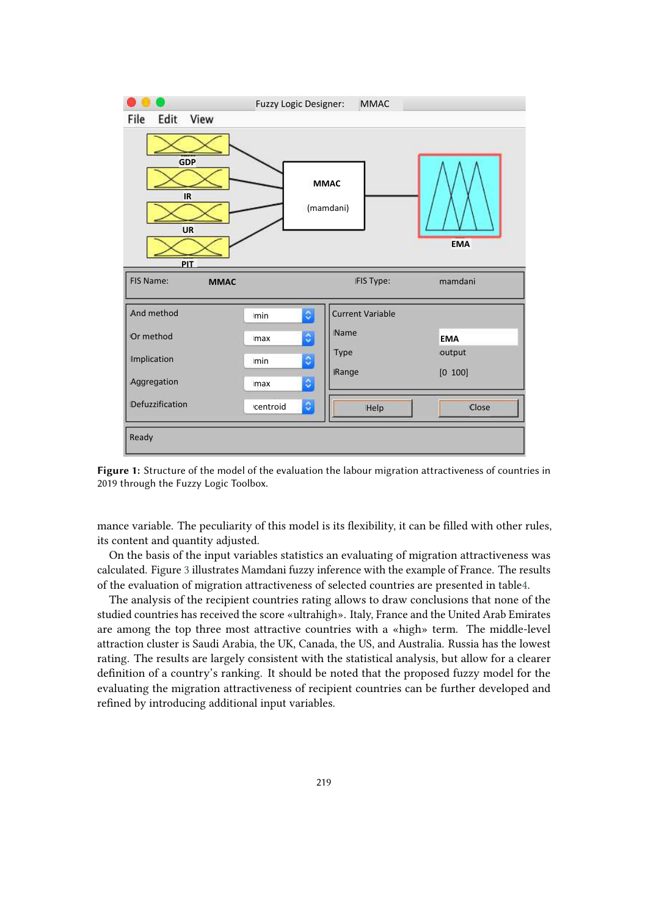**Figure 1:** Structure of the model of the evaluation the labour migration attractiveness of countries in 2019 through the Fuzzy Logic Toolbox.

mance variable. The peculiarity of this model is its flexibility, it can be filled with other rules, its content and quantity adjusted.

On the basis of the input variables statistics an evaluating of migration attractiveness was calculated. Figure 3 illustrates Mamdani fuzzy inference with the example of France. The results of the evaluation of migration attractiveness of selected countries are presented in table4.

The analysis of the recipient countries rating allows to draw conclusions that none of the studied countries has received the score «ultrahigh». Italy, France and the United Arab Emirates are among the top three most attractive countries with a «high» term. The middle-level attraction cluster is Saudi Arabia, the UK, Canada, the US, and Australia. Russia has the lowest rating. The results are largely consistent with the statistical analysis, but allow for a clearer definition of a country's ranking. It should be noted that the proposed fuzzy model for the evaluating the migration attractiveness of recipient countries can be further developed and refined by introducing additional input variables.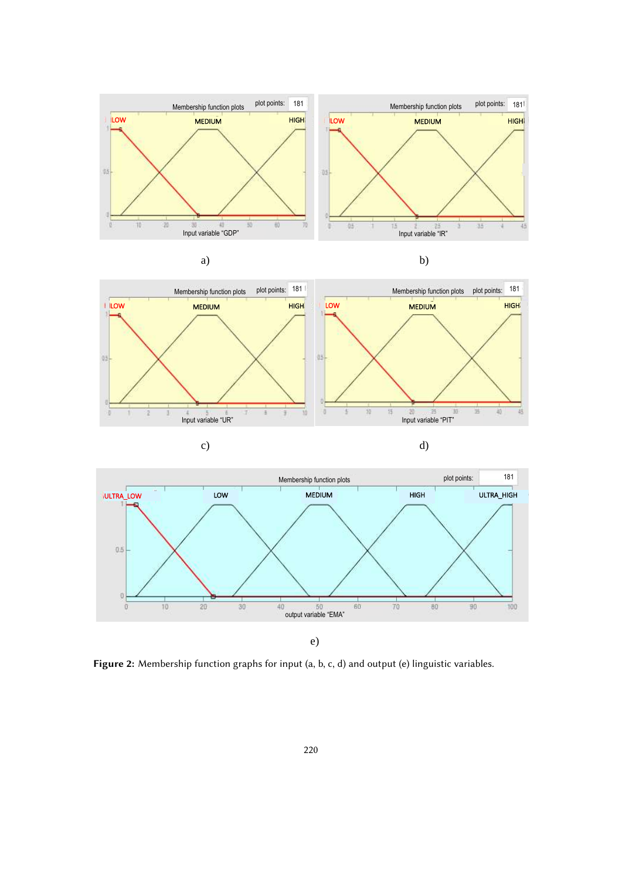a)

b)

c)

d)

e)

**Figure 2:** Membership function graphs for input (a, b, c, d) and output (e) linguistic variables.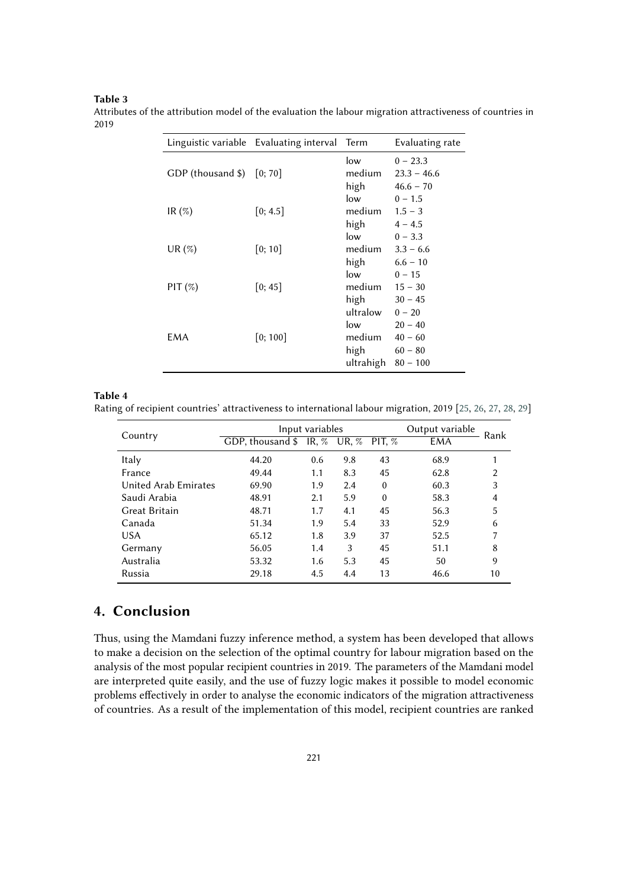**Table 3**
Attributes of the attribution model of the evaluation the labour migration attractiveness of countries in 2019

| Linguistic variable | Evaluating interval | Term | Evaluating rate |
|---|---|---|---|
| GDP (thousand $) | [0; 70] | low | 0 − 23.3 |
| | | medium | 23.3 − 46.6 |
| | | high | 46.6 − 70 |
| IR (%) | [0; 4.5] | low | 0 − 1.5 |
| | | medium | 1.5 − 3 |
| | | high | 4 − 4.5 |
| UR (%) | [0; 10] | low | 0 − 3.3 |
| | | medium | 3.3 − 6.6 |
| | | high | 6.6 − 10 |
| PIT (%) | [0; 45] | low | 0 − 15 |
| | | medium | 15 − 30 |
| | | high | 30 − 45 |
| EMA | [0; 100] | ultralow | 0 − 20 |
| | | low | 20 − 40 |
| | | medium | 40 − 60 |
| | | high | 60 − 80 |
| | | ultrahigh | 80 − 100 |

**Table 4**
Rating of recipient countries' attractiveness to international labour migration, 2019 [25, 26, 27, 28, 29]

| Country | Input variables | | | | Output variable | Rank |
|---|---|---|---|---|---|---|
| | GDP, thousand $ | IR, % | UR, % | PIT, % | EMA | |
| Italy | 44.20 | 0.6 | 9.8 | 43 | 68.9 | 1 |
| France | 49.44 | 1.1 | 8.3 | 45 | 62.8 | 2 |
| United Arab Emirates | 69.90 | 1.9 | 2.4 | 0 | 60.3 | 3 |
| Saudi Arabia | 48.91 | 2.1 | 5.9 | 0 | 58.3 | 4 |
| Great Britain | 48.71 | 1.7 | 4.1 | 45 | 56.3 | 5 |
| Canada | 51.34 | 1.9 | 5.4 | 33 | 52.9 | 6 |
| USA | 65.12 | 1.8 | 3.9 | 37 | 52.5 | 7 |
| Germany | 56.05 | 1.4 | 3 | 45 | 51.1 | 8 |
| Australia | 53.32 | 1.6 | 5.3 | 45 | 50 | 9 |
| Russia | 29.18 | 4.5 | 4.4 | 13 | 46.6 | 10 |

## 4. Conclusion

Thus, using the Mamdani fuzzy inference method, a system has been developed that allows to make a decision on the selection of the optimal country for labour migration based on the analysis of the most popular recipient countries in 2019. The parameters of the Mamdani model are interpreted quite easily, and the use of fuzzy logic makes it possible to model economic problems effectively in order to analyse the economic indicators of the migration attractiveness of countries. As a result of the implementation of this model, recipient countries are ranked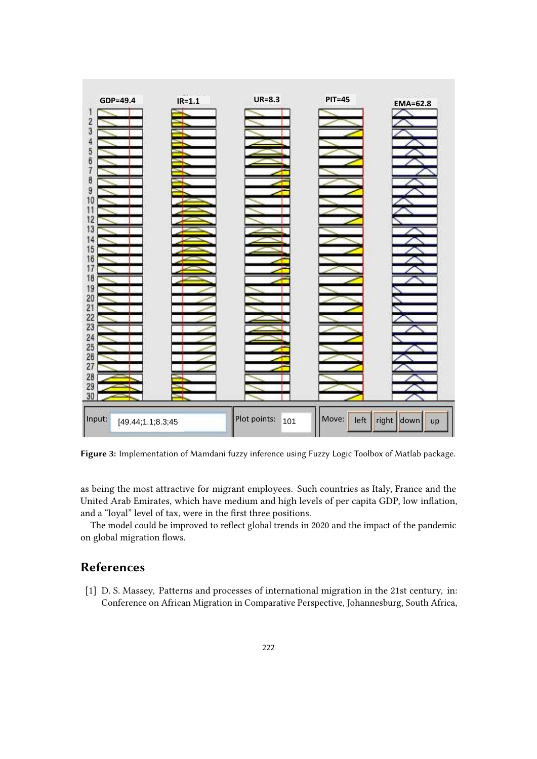Figure 3: Implementation of Mamdani fuzzy inference using Fuzzy Logic Toolbox of Matlab package.

as being the most attractive for migrant employees. Such countries as Italy, France and the United Arab Emirates, which have medium and high levels of per capita GDP, low inflation, and a "loyal" level of tax, were in the first three positions.

The model could be improved to reflect global trends in 2020 and the impact of the pandemic on global migration flows.

## References

[1] D. S. Massey, Patterns and processes of international migration in the 21st century, in: Conference on African Migration in Comparative Perspective, Johannesburg, South Africa,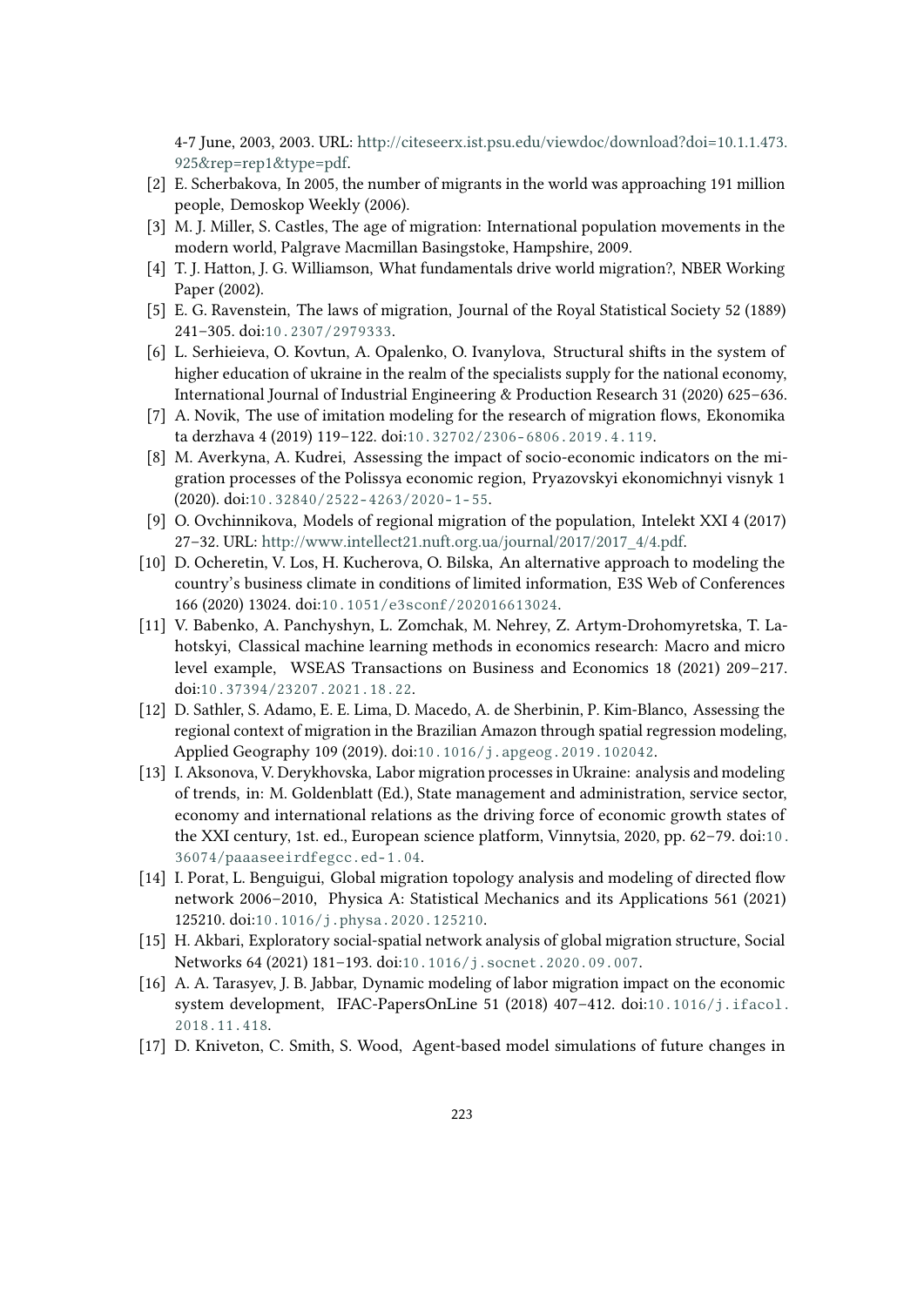4-7 June, 2003, 2003. URL: http://citeseerx.ist.psu.edu/viewdoc/download?doi=10.1.1.473.925&rep=rep1&type=pdf.

[2] E. Scherbakova, In 2005, the number of migrants in the world was approaching 191 million people, Demoskop Weekly (2006).

[3] M. J. Miller, S. Castles, The age of migration: International population movements in the modern world, Palgrave Macmillan Basingstoke, Hampshire, 2009.

[4] T. J. Hatton, J. G. Williamson, What fundamentals drive world migration?, NBER Working Paper (2002).

[5] E. G. Ravenstein, The laws of migration, Journal of the Royal Statistical Society 52 (1889) 241–305. doi:10.2307/2979333.

[6] L. Serhieieva, O. Kovtun, A. Opalenko, O. Ivanylova, Structural shifts in the system of higher education of ukraine in the realm of the specialists supply for the national economy, International Journal of Industrial Engineering & Production Research 31 (2020) 625–636.

[7] A. Novik, The use of imitation modeling for the research of migration flows, Ekonomika ta derzhava 4 (2019) 119–122. doi:10.32702/2306-6806.2019.4.119.

[8] M. Averkyna, A. Kudrei, Assessing the impact of socio-economic indicators on the migration processes of the Polissya economic region, Pryazovskyi ekonomichnyi visnyk 1 (2020). doi:10.32840/2522-4263/2020-1-55.

[9] O. Ovchinnikova, Models of regional migration of the population, Intelekt XXI 4 (2017) 27–32. URL: http://www.intellect21.nuft.org.ua/journal/2017/2017_4/4.pdf.

[10] D. Ocheretin, V. Los, H. Kucherova, O. Bilska, An alternative approach to modeling the country's business climate in conditions of limited information, E3S Web of Conferences 166 (2020) 13024. doi:10.1051/e3sconf/202016613024.

[11] V. Babenko, A. Panchyshyn, L. Zomchak, M. Nehrey, Z. Artym-Drohomyretska, T. Lahotskyi, Classical machine learning methods in economics research: Macro and micro level example, WSEAS Transactions on Business and Economics 18 (2021) 209–217. doi:10.37394/23207.2021.18.22.

[12] D. Sathler, S. Adamo, E. E. Lima, D. Macedo, A. de Sherbinin, P. Kim-Blanco, Assessing the regional context of migration in the Brazilian Amazon through spatial regression modeling, Applied Geography 109 (2019). doi:10.1016/j.apgeog.2019.102042.

[13] I. Aksonova, V. Derykhovska, Labor migration processes in Ukraine: analysis and modeling of trends, in: M. Goldenblatt (Ed.), State management and administration, service sector, economy and international relations as the driving force of economic growth states of the XXI century, 1st. ed., European science platform, Vinnytsia, 2020, pp. 62–79. doi:10.36074/paaaseeirdfegcc.ed-1.04.

[14] I. Porat, L. Benguigui, Global migration topology analysis and modeling of directed flow network 2006–2010, Physica A: Statistical Mechanics and its Applications 561 (2021) 125210. doi:10.1016/j.physa.2020.125210.

[15] H. Akbari, Exploratory social-spatial network analysis of global migration structure, Social Networks 64 (2021) 181–193. doi:10.1016/j.socnet.2020.09.007.

[16] A. A. Tarasyev, J. B. Jabbar, Dynamic modeling of labor migration impact on the economic system development, IFAC-PapersOnLine 51 (2018) 407–412. doi:10.1016/j.ifacol.2018.11.418.

[17] D. Kniveton, C. Smith, S. Wood, Agent-based model simulations of future changes in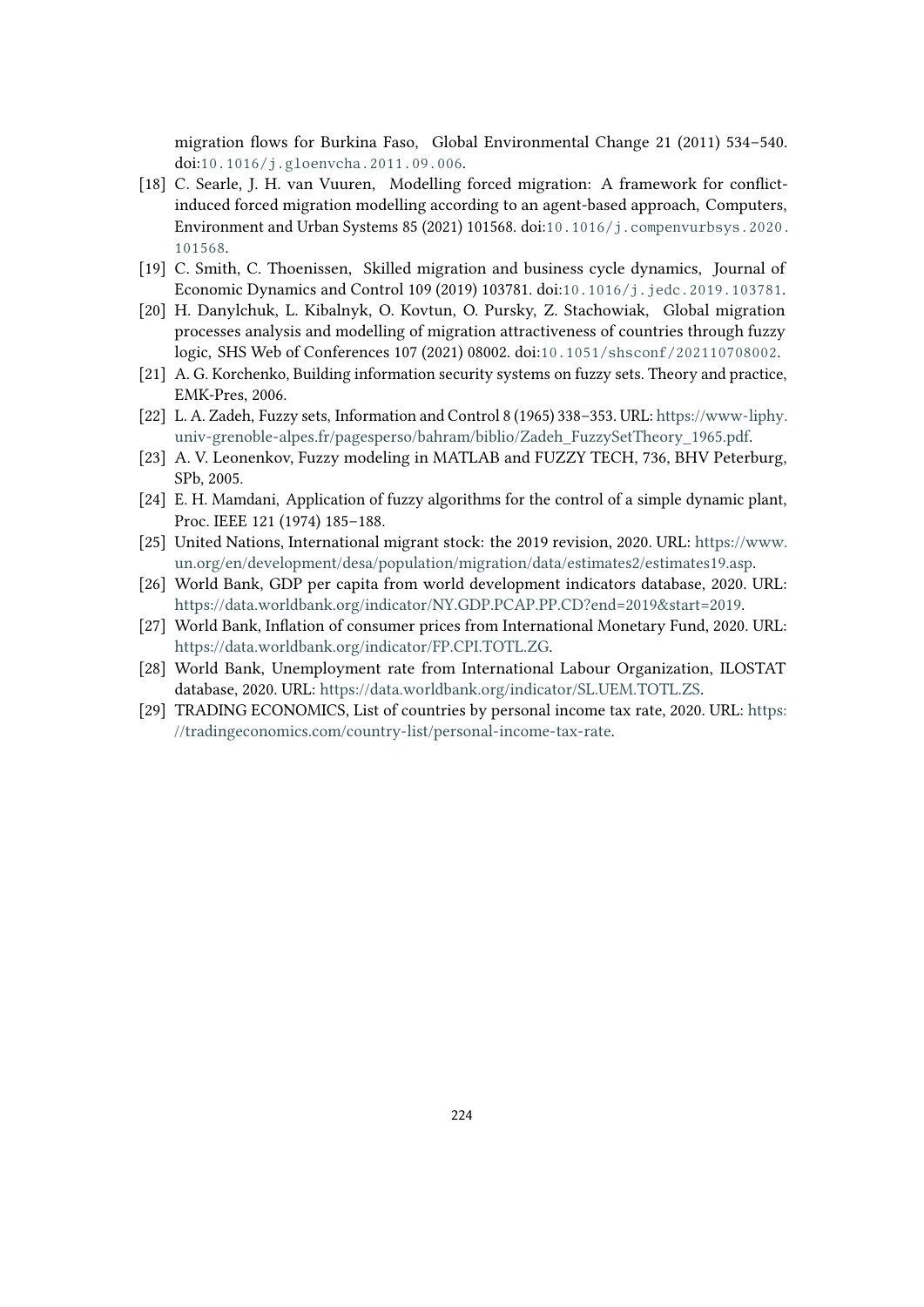migration flows for Burkina Faso, Global Environmental Change 21 (2011) 534–540. doi:10.1016/j.gloenvcha.2011.09.006.

[18] C. Searle, J. H. van Vuuren, Modelling forced migration: A framework for conflict-induced forced migration modelling according to an agent-based approach, Computers, Environment and Urban Systems 85 (2021) 101568. doi:10.1016/j.compenvurbsys.2020.101568.

[19] C. Smith, C. Thoenissen, Skilled migration and business cycle dynamics, Journal of Economic Dynamics and Control 109 (2019) 103781. doi:10.1016/j.jedc.2019.103781.

[20] H. Danylchuk, L. Kibalnyk, O. Kovtun, O. Pursky, Z. Stachowiak, Global migration processes analysis and modelling of migration attractiveness of countries through fuzzy logic, SHS Web of Conferences 107 (2021) 08002. doi:10.1051/shsconf/202110708002.

[21] A. G. Korchenko, Building information security systems on fuzzy sets. Theory and practice, EMK-Pres, 2006.

[22] L. A. Zadeh, Fuzzy sets, Information and Control 8 (1965) 338–353. URL: https://www-liphy.univ-grenoble-alpes.fr/pagesperso/bahram/biblio/Zadeh_FuzzySetTheory_1965.pdf.

[23] A. V. Leonenkov, Fuzzy modeling in MATLAB and FUZZY TECH, 736, BHV Peterburg, SPb, 2005.

[24] E. H. Mamdani, Application of fuzzy algorithms for the control of a simple dynamic plant, Proc. IEEE 121 (1974) 185–188.

[25] United Nations, International migrant stock: the 2019 revision, 2020. URL: https://www.un.org/en/development/desa/population/migration/data/estimates2/estimates19.asp.

[26] World Bank, GDP per capita from world development indicators database, 2020. URL: https://data.worldbank.org/indicator/NY.GDP.PCAP.PP.CD?end=2019&start=2019.

[27] World Bank, Inflation of consumer prices from International Monetary Fund, 2020. URL: https://data.worldbank.org/indicator/FP.CPI.TOTL.ZG.

[28] World Bank, Unemployment rate from International Labour Organization, ILOSTAT database, 2020. URL: https://data.worldbank.org/indicator/SL.UEM.TOTL.ZS.

[29] TRADING ECONOMICS, List of countries by personal income tax rate, 2020. URL: https://tradingeconomics.com/country-list/personal-income-tax-rate.